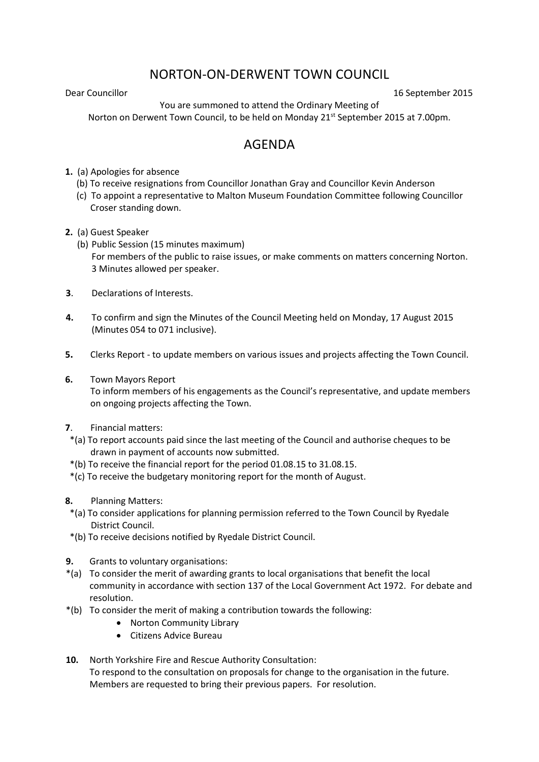# NORTON-ON-DERWENT TOWN COUNCIL

Dear Councillor 16 September 2015

You are summoned to attend the Ordinary Meeting of Norton on Derwent Town Council, to be held on Monday 21st September 2015 at 7.00pm.

## AGENDA

**1.** (a) Apologies for absence
(b) To receive resignations from Councillor Jonathan Gray and Councillor Kevin Anderson
(c) To appoint a representative to Malton Museum Foundation Committee following Councillor Croser standing down.

**2.** (a) Guest Speaker
(b) Public Session (15 minutes maximum)
For members of the public to raise issues, or make comments on matters concerning Norton. 3 Minutes allowed per speaker.

**3**. Declarations of Interests.

**4.** To confirm and sign the Minutes of the Council Meeting held on Monday, 17 August 2015 (Minutes 054 to 071 inclusive).

**5.** Clerks Report - to update members on various issues and projects affecting the Town Council.

**6.** Town Mayors Report
To inform members of his engagements as the Council's representative, and update members on ongoing projects affecting the Town.

**7**. Financial matters:
*(a) To report accounts paid since the last meeting of the Council and authorise cheques to be drawn in payment of accounts now submitted.
*(b) To receive the financial report for the period 01.08.15 to 31.08.15.
*(c) To receive the budgetary monitoring report for the month of August.

**8.** Planning Matters:
*(a) To consider applications for planning permission referred to the Town Council by Ryedale District Council.
*(b) To receive decisions notified by Ryedale District Council.

**9.** Grants to voluntary organisations:
*(a) To consider the merit of awarding grants to local organisations that benefit the local community in accordance with section 137 of the Local Government Act 1972. For debate and resolution.
*(b) To consider the merit of making a contribution towards the following:

- Norton Community Library
- Citizens Advice Bureau

**10.** North Yorkshire Fire and Rescue Authority Consultation:
To respond to the consultation on proposals for change to the organisation in the future. Members are requested to bring their previous papers. For resolution.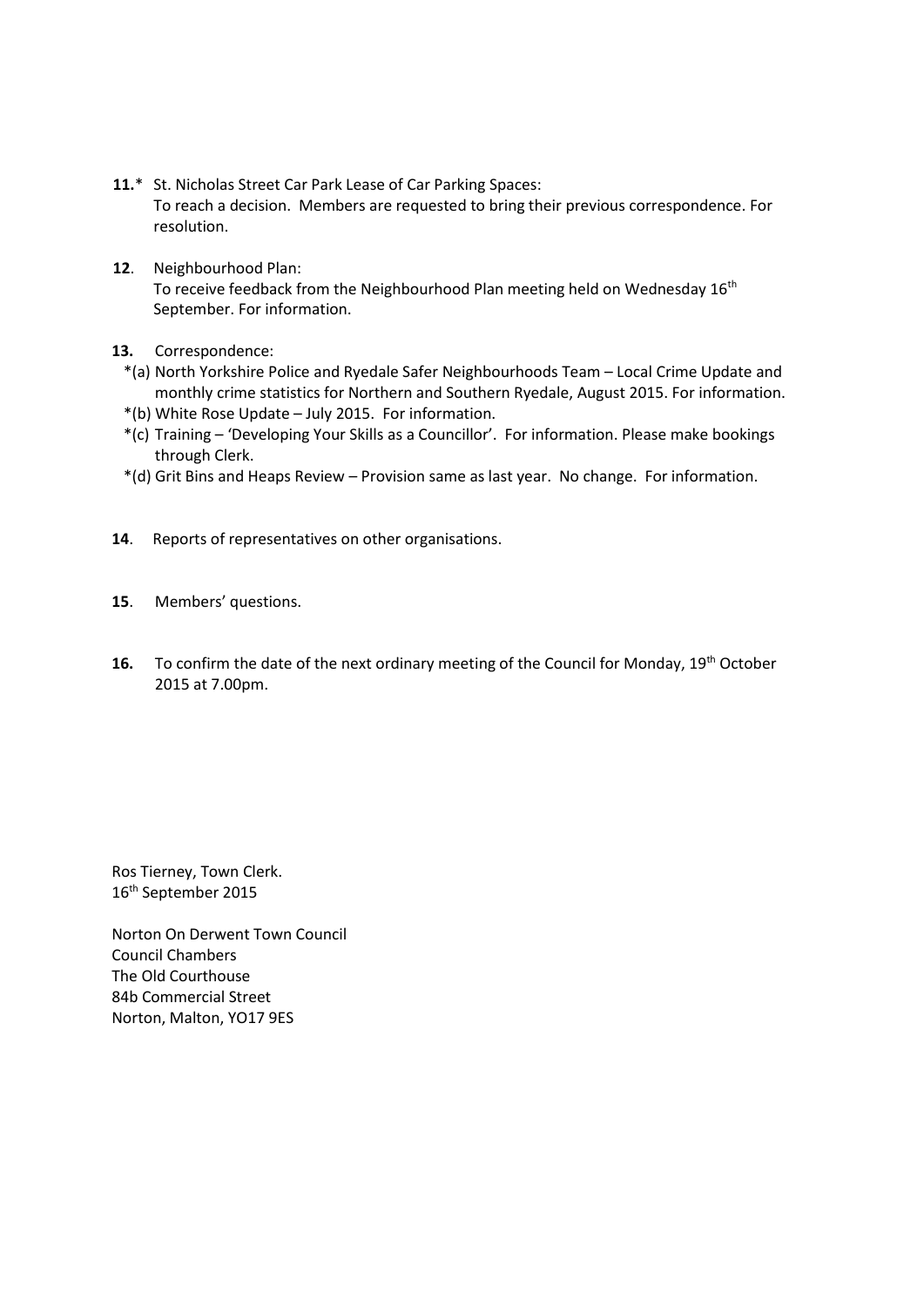**11.*** St. Nicholas Street Car Park Lease of Car Parking Spaces:
To reach a decision. Members are requested to bring their previous correspondence. For resolution.

**12**. Neighbourhood Plan:
To receive feedback from the Neighbourhood Plan meeting held on Wednesday 16th September. For information.

**13.** Correspondence:

*(a) North Yorkshire Police and Ryedale Safer Neighbourhoods Team – Local Crime Update and monthly crime statistics for Northern and Southern Ryedale, August 2015. For information.

*(b) White Rose Update – July 2015. For information.

*(c) Training – 'Developing Your Skills as a Councillor'. For information. Please make bookings through Clerk.

*(d) Grit Bins and Heaps Review – Provision same as last year. No change. For information.

**14**. Reports of representatives on other organisations.

**15**. Members' questions.

**16.** To confirm the date of the next ordinary meeting of the Council for Monday, 19th October 2015 at 7.00pm.

Ros Tierney, Town Clerk.
16th September 2015

Norton On Derwent Town Council
Council Chambers
The Old Courthouse
84b Commercial Street
Norton, Malton, YO17 9ES